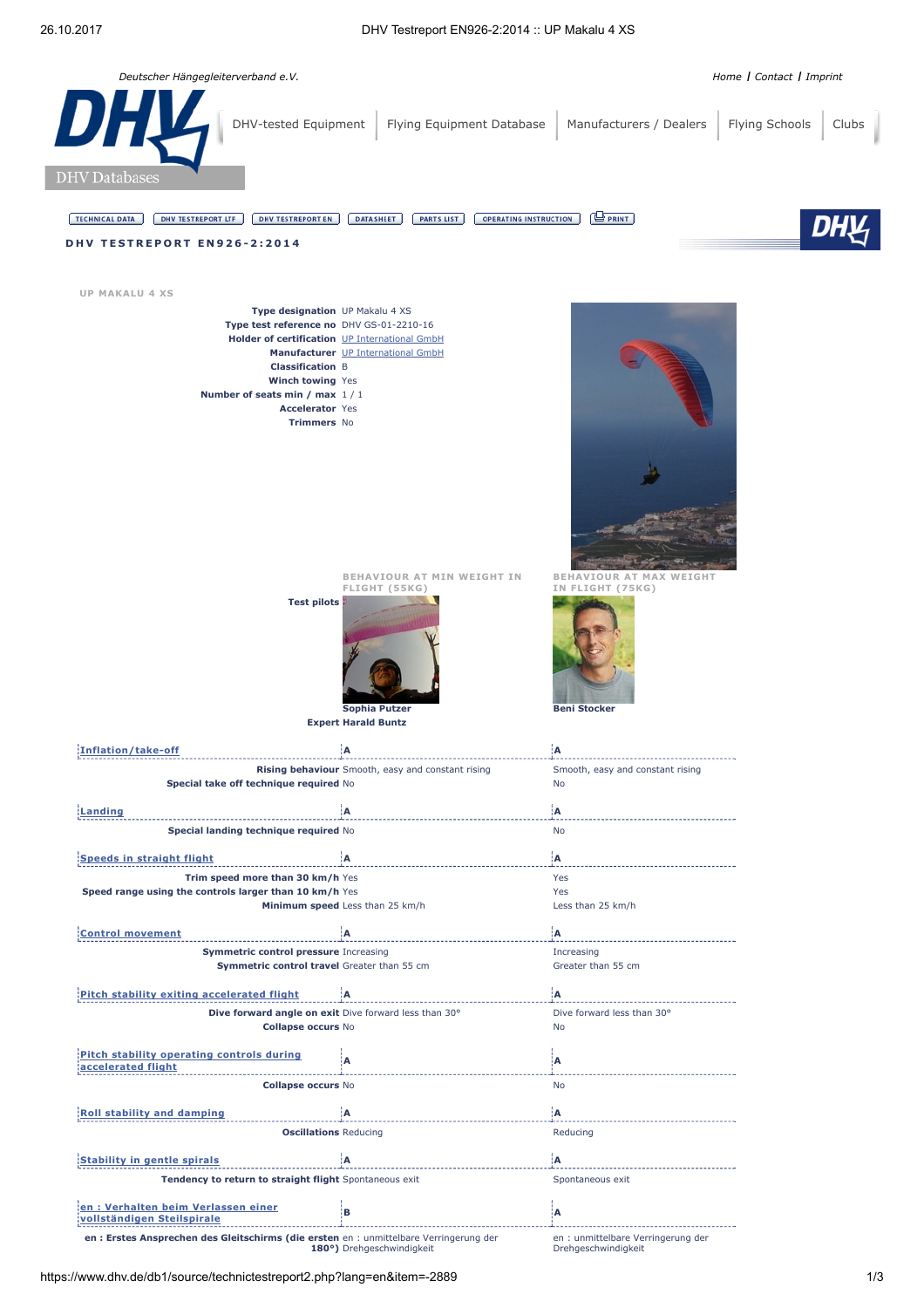Deutscher Hängegleiterverband e.V.

Home | Contact | Imprint

DHV-tested Equipment | Flying Equipment Database | Manufacturers / Dealers | Flying Schools | Clubs

DHV Databases

TECHNICAL DATA | DHV TESTREPORT LTF | DHV TESTREPORT EN | DATASHEET | PARTS LIST | OPERATING INSTRUCTION | PRINT

## DHV TESTREPORT EN926-2:2014

### UP MAKALU 4 XS

| | |
|---|---|
| **Type designation** | UP Makalu 4 XS |
| **Type test reference no** | DHV GS-01-2210-16 |
| **Holder of certification** | UP International GmbH |
| **Manufacturer** | UP International GmbH |
| **Classification** | B |
| **Winch towing** | Yes |
| **Number of seats min / max** | 1 / 1 |
| **Accelerator** | Yes |
| **Trimmers** | No |

| | BEHAVIOUR AT MIN WEIGHT IN FLIGHT (55KG) | BEHAVIOUR AT MAX WEIGHT IN FLIGHT (75KG) |
|---|---|---|
| **Test pilots** | Sophia Putzer | Beni Stocker |
| **Expert** | Harald Buntz | |
| **Inflation/take-off** | A | A |
| **Rising behaviour** | Smooth, easy and constant rising | Smooth, easy and constant rising |
| **Special take off technique required** | No | No |
| **Landing** | A | A |
| **Special landing technique required** | No | No |
| **Speeds in straight flight** | A | A |
| **Trim speed more than 30 km/h** | Yes | Yes |
| **Speed range using the controls larger than 10 km/h** | Yes | Yes |
| **Minimum speed** | Less than 25 km/h | Less than 25 km/h |
| **Control movement** | A | A |
| **Symmetric control pressure** | Increasing | Increasing |
| **Symmetric control travel** | Greater than 55 cm | Greater than 55 cm |
| **Pitch stability exiting accelerated flight** | A | A |
| **Dive forward angle on exit** | Dive forward less than 30° | Dive forward less than 30° |
| **Collapse occurs** | No | No |
| **Pitch stability operating controls during accelerated flight** | A | A |
| **Collapse occurs** | No | No |
| **Roll stability and damping** | A | A |
| **Oscillations** | Reducing | Reducing |
| **Stability in gentle spirals** | A | A |
| **Tendency to return to straight flight** | Spontaneous exit | Spontaneous exit |
| **en : Verhalten beim Verlassen einer vollständigen Steilspirale** | B | A |
| **en : Erstes Ansprechen des Gleitschirms (die ersten 180°)** | en : unmittelbare Verringerung der Drehgeschwindigkeit | en : unmittelbare Verringerung der Drehgeschwindigkeit |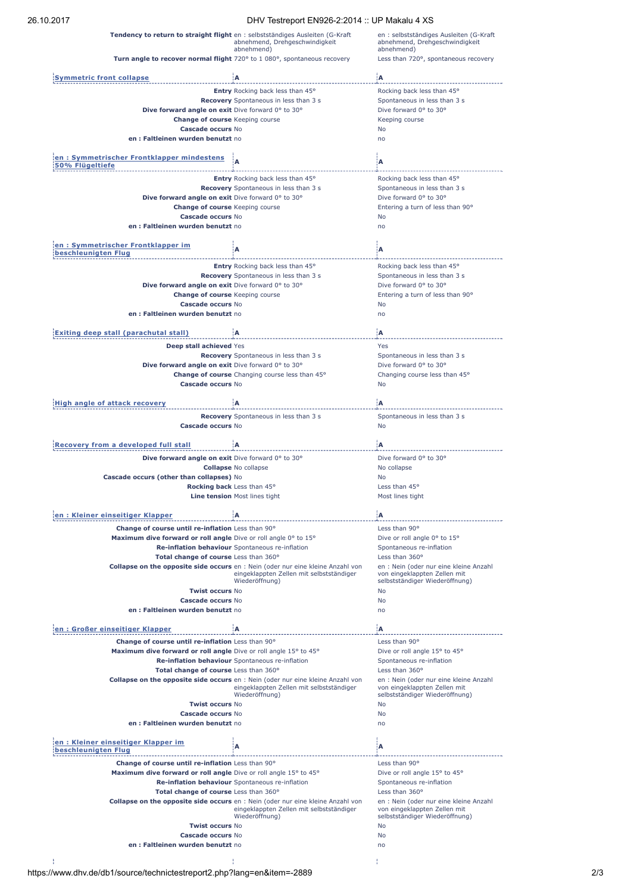| | | |
|---|---|---|
| **Tendency to return to straight flight** | en : selbstständiges Ausleiten (G-Kraft abnehmend, Drehgeschwindigkeit abnehmend) | en : selbstständiges Ausleiten (G-Kraft abnehmend, Drehgeschwindigkeit abnehmend) |
| **Turn angle to recover normal flight** | 720° to 1 080°, spontaneous recovery | Less than 720°, spontaneous recovery |

| **Symmetric front collapse** | A | A |
|---|---|---|
| **Entry** | Rocking back less than 45° | Rocking back less than 45° |
| **Recovery** | Spontaneous in less than 3 s | Spontaneous in less than 3 s |
| **Dive forward angle on exit** | Dive forward 0° to 30° | Dive forward 0° to 30° |
| **Change of course** | Keeping course | Keeping course |
| **Cascade occurs** | No | No |
| **en : Faltleinen wurden benutzt** | no | no |

| **en : Symmetrischer Frontklapper mindestens 50% Flügeltiefe** | A | A |
|---|---|---|
| **Entry** | Rocking back less than 45° | Rocking back less than 45° |
| **Recovery** | Spontaneous in less than 3 s | Spontaneous in less than 3 s |
| **Dive forward angle on exit** | Dive forward 0° to 30° | Dive forward 0° to 30° |
| **Change of course** | Keeping course | Entering a turn of less than 90° |
| **Cascade occurs** | No | No |
| **en : Faltleinen wurden benutzt** | no | no |

| **en : Symmetrischer Frontklapper im beschleunigten Flug** | A | A |
|---|---|---|
| **Entry** | Rocking back less than 45° | Rocking back less than 45° |
| **Recovery** | Spontaneous in less than 3 s | Spontaneous in less than 3 s |
| **Dive forward angle on exit** | Dive forward 0° to 30° | Dive forward 0° to 30° |
| **Change of course** | Keeping course | Entering a turn of less than 90° |
| **Cascade occurs** | No | No |
| **en : Faltleinen wurden benutzt** | no | no |

| **Exiting deep stall (parachutal stall)** | A | A |
|---|---|---|
| **Deep stall achieved** | Yes | Yes |
| **Recovery** | Spontaneous in less than 3 s | Spontaneous in less than 3 s |
| **Dive forward angle on exit** | Dive forward 0° to 30° | Dive forward 0° to 30° |
| **Change of course** | Changing course less than 45° | Changing course less than 45° |
| **Cascade occurs** | No | No |

| **High angle of attack recovery** | A | A |
|---|---|---|
| **Recovery** | Spontaneous in less than 3 s | Spontaneous in less than 3 s |
| **Cascade occurs** | No | No |

| **Recovery from a developed full stall** | A | A |
|---|---|---|
| **Dive forward angle on exit** | Dive forward 0° to 30° | Dive forward 0° to 30° |
| **Collapse** | No collapse | No collapse |
| **Cascade occurs (other than collapses)** | No | No |
| **Rocking back** | Less than 45° | Less than 45° |
| **Line tension** | Most lines tight | Most lines tight |

| **en : Kleiner einseitiger Klapper** | A | A |
|---|---|---|
| **Change of course until re-inflation** | Less than 90° | Less than 90° |
| **Maximum dive forward or roll angle** | Dive or roll angle 0° to 15° | Dive or roll angle 0° to 15° |
| **Re-inflation behaviour** | Spontaneous re-inflation | Spontaneous re-inflation |
| **Total change of course** | Less than 360° | Less than 360° |
| **Collapse on the opposite side occurs** | en : Nein (oder nur eine kleine Anzahl von eingeklappten Zellen mit selbstständiger Wiederöffnung) | en : Nein (oder nur eine kleine Anzahl von eingeklappten Zellen mit selbstständiger Wiederöffnung) |
| **Twist occurs** | No | No |
| **Cascade occurs** | No | No |
| **en : Faltleinen wurden benutzt** | no | no |

| **en : Großer einseitiger Klapper** | A | A |
|---|---|---|
| **Change of course until re-inflation** | Less than 90° | Less than 90° |
| **Maximum dive forward or roll angle** | Dive or roll angle 15° to 45° | Dive or roll angle 15° to 45° |
| **Re-inflation behaviour** | Spontaneous re-inflation | Spontaneous re-inflation |
| **Total change of course** | Less than 360° | Less than 360° |
| **Collapse on the opposite side occurs** | en : Nein (oder nur eine kleine Anzahl von eingeklappten Zellen mit selbstständiger Wiederöffnung) | en : Nein (oder nur eine kleine Anzahl von eingeklappten Zellen mit selbstständiger Wiederöffnung) |
| **Twist occurs** | No | No |
| **Cascade occurs** | No | No |
| **en : Faltleinen wurden benutzt** | no | no |

| **en : Kleiner einseitiger Klapper im beschleunigten Flug** | A | A |
|---|---|---|
| **Change of course until re-inflation** | Less than 90° | Less than 90° |
| **Maximum dive forward or roll angle** | Dive or roll angle 15° to 45° | Dive or roll angle 15° to 45° |
| **Re-inflation behaviour** | Spontaneous re-inflation | Spontaneous re-inflation |
| **Total change of course** | Less than 360° | Less than 360° |
| **Collapse on the opposite side occurs** | en : Nein (oder nur eine kleine Anzahl von eingeklappten Zellen mit selbstständiger Wiederöffnung) | en : Nein (oder nur eine kleine Anzahl von eingeklappten Zellen mit selbstständiger Wiederöffnung) |
| **Twist occurs** | No | No |
| **Cascade occurs** | No | No |
| **en : Faltleinen wurden benutzt** | no | no |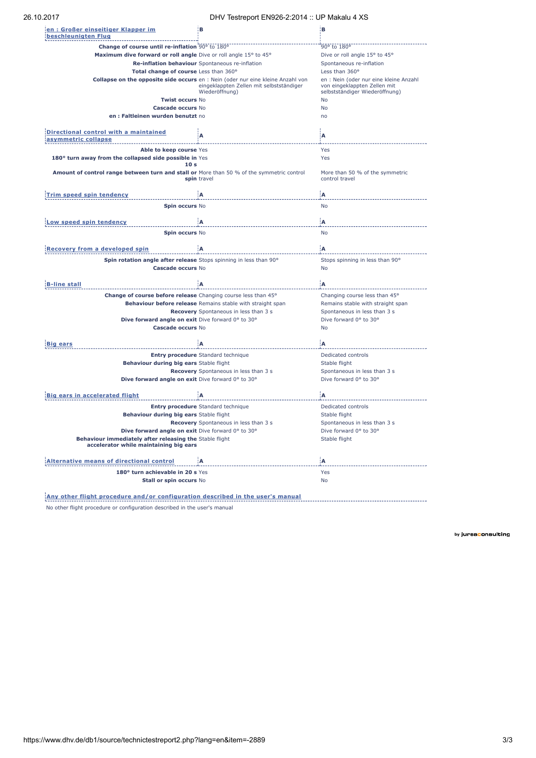| en : Großer einseitiger Klapper im beschleunigten Flug | B | B |
| --- | --- | --- |
| Change of course until re-inflation | 90° to 180° | 90° to 180° |
| Maximum dive forward or roll angle | Dive or roll angle 15° to 45° | Dive or roll angle 15° to 45° |
| Re-inflation behaviour | Spontaneous re-inflation | Spontaneous re-inflation |
| Total change of course | Less than 360° | Less than 360° |
| Collapse on the opposite side occurs | en : Nein (oder nur eine kleine Anzahl von eingeklappten Zellen mit selbstständiger Wiederöffnung) | en : Nein (oder nur eine kleine Anzahl von eingeklappten Zellen mit selbstständiger Wiederöffnung) |
| Twist occurs | No | No |
| Cascade occurs | No | No |
| en : Faltleinen wurden benutzt | no | no |

| Directional control with a maintained asymmetric collapse | A | A |
| --- | --- | --- |
| Able to keep course | Yes | Yes |
| 180° turn away from the collapsed side possible in 10 s | Yes | Yes |
| Amount of control range between turn and stall or spin | More than 50 % of the symmetric control travel | More than 50 % of the symmetric control travel |

| Trim speed spin tendency | A | A |
| --- | --- | --- |
| Spin occurs | No | No |

| Low speed spin tendency | A | A |
| --- | --- | --- |
| Spin occurs | No | No |

| Recovery from a developed spin | A | A |
| --- | --- | --- |
| Spin rotation angle after release | Stops spinning in less than 90° | Stops spinning in less than 90° |
| Cascade occurs | No | No |

| B-line stall | A | A |
| --- | --- | --- |
| Change of course before release | Changing course less than 45° | Changing course less than 45° |
| Behaviour before release | Remains stable with straight span | Remains stable with straight span |
| Recovery | Spontaneous in less than 3 s | Spontaneous in less than 3 s |
| Dive forward angle on exit | Dive forward 0° to 30° | Dive forward 0° to 30° |
| Cascade occurs | No | No |

| Big ears | A | A |
| --- | --- | --- |
| Entry procedure | Standard technique | Dedicated controls |
| Behaviour during big ears | Stable flight | Stable flight |
| Recovery | Spontaneous in less than 3 s | Spontaneous in less than 3 s |
| Dive forward angle on exit | Dive forward 0° to 30° | Dive forward 0° to 30° |

| Big ears in accelerated flight | A | A |
| --- | --- | --- |
| Entry procedure | Standard technique | Dedicated controls |
| Behaviour during big ears | Stable flight | Stable flight |
| Recovery | Spontaneous in less than 3 s | Spontaneous in less than 3 s |
| Dive forward angle on exit | Dive forward 0° to 30° | Dive forward 0° to 30° |
| Behaviour immediately after releasing the accelerator while maintaining big ears | Stable flight | Stable flight |

| Alternative means of directional control | A | A |
| --- | --- | --- |
| 180° turn achievable in 20 s | Yes | Yes |
| Stall or spin occurs | No | No |

**Any other flight procedure and/or configuration described in the user's manual**

No other flight procedure or configuration described in the user's manual

by jursaconsulting